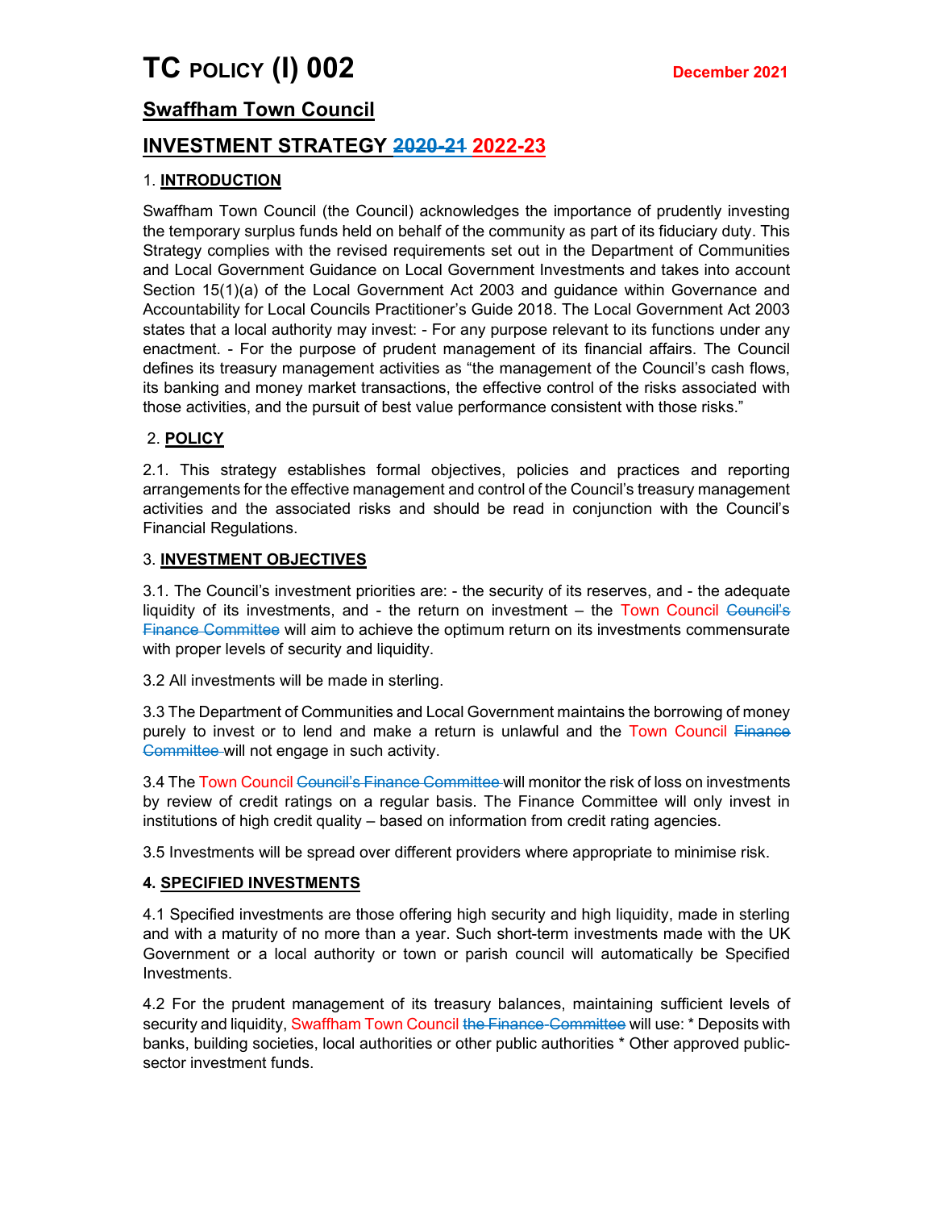# TC POLICY (I) 002

December 2021

## Swaffham Town Council

## INVESTMENT STRATEGY ~~2020-21~~ 2022-23

### 1. INTRODUCTION

Swaffham Town Council (the Council) acknowledges the importance of prudently investing the temporary surplus funds held on behalf of the community as part of its fiduciary duty. This Strategy complies with the revised requirements set out in the Department of Communities and Local Government Guidance on Local Government Investments and takes into account Section 15(1)(a) of the Local Government Act 2003 and guidance within Governance and Accountability for Local Councils Practitioner's Guide 2018. The Local Government Act 2003 states that a local authority may invest: - For any purpose relevant to its functions under any enactment. - For the purpose of prudent management of its financial affairs. The Council defines its treasury management activities as "the management of the Council's cash flows, its banking and money market transactions, the effective control of the risks associated with those activities, and the pursuit of best value performance consistent with those risks."

### 2. POLICY

2.1. This strategy establishes formal objectives, policies and practices and reporting arrangements for the effective management and control of the Council's treasury management activities and the associated risks and should be read in conjunction with the Council's Financial Regulations.

### 3. INVESTMENT OBJECTIVES

3.1. The Council's investment priorities are: - the security of its reserves, and - the adequate liquidity of its investments, and - the return on investment – the Town Council ~~Council's Finance Committee~~ will aim to achieve the optimum return on its investments commensurate with proper levels of security and liquidity.

3.2 All investments will be made in sterling.

3.3 The Department of Communities and Local Government maintains the borrowing of money purely to invest or to lend and make a return is unlawful and the Town Council ~~Finance Committee~~ will not engage in such activity.

3.4 The Town Council ~~Council's Finance Committee~~ will monitor the risk of loss on investments by review of credit ratings on a regular basis. The Finance Committee will only invest in institutions of high credit quality – based on information from credit rating agencies.

3.5 Investments will be spread over different providers where appropriate to minimise risk.

### 4. SPECIFIED INVESTMENTS

4.1 Specified investments are those offering high security and high liquidity, made in sterling and with a maturity of no more than a year. Such short-term investments made with the UK Government or a local authority or town or parish council will automatically be Specified Investments.

4.2 For the prudent management of its treasury balances, maintaining sufficient levels of security and liquidity, Swaffham Town Council ~~the Finance Committee~~ will use: * Deposits with banks, building societies, local authorities or other public authorities * Other approved public-sector investment funds.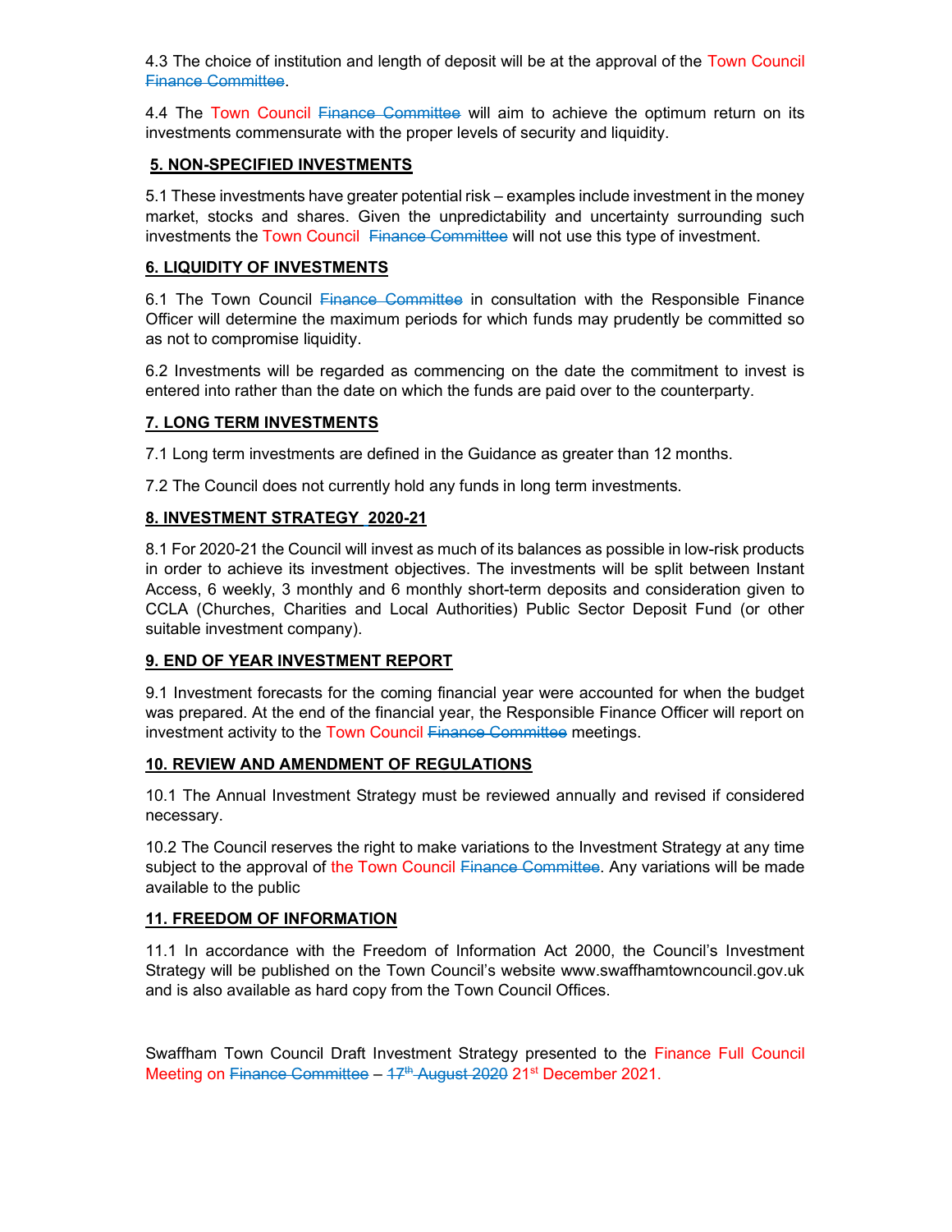4.3 The choice of institution and length of deposit will be at the approval of the Town Council ~~Finance Committee~~.

4.4 The Town Council ~~Finance Committee~~ will aim to achieve the optimum return on its investments commensurate with the proper levels of security and liquidity.

**5. NON-SPECIFIED INVESTMENTS**

5.1 These investments have greater potential risk – examples include investment in the money market, stocks and shares. Given the unpredictability and uncertainty surrounding such investments the Town Council ~~Finance Committee~~ will not use this type of investment.

**6. LIQUIDITY OF INVESTMENTS**

6.1 The Town Council ~~Finance Committee~~ in consultation with the Responsible Finance Officer will determine the maximum periods for which funds may prudently be committed so as not to compromise liquidity.

6.2 Investments will be regarded as commencing on the date the commitment to invest is entered into rather than the date on which the funds are paid over to the counterparty.

**7. LONG TERM INVESTMENTS**

7.1 Long term investments are defined in the Guidance as greater than 12 months.

7.2 The Council does not currently hold any funds in long term investments.

**8. INVESTMENT STRATEGY 2020-21**

8.1 For 2020-21 the Council will invest as much of its balances as possible in low-risk products in order to achieve its investment objectives. The investments will be split between Instant Access, 6 weekly, 3 monthly and 6 monthly short-term deposits and consideration given to CCLA (Churches, Charities and Local Authorities) Public Sector Deposit Fund (or other suitable investment company).

**9. END OF YEAR INVESTMENT REPORT**

9.1 Investment forecasts for the coming financial year were accounted for when the budget was prepared. At the end of the financial year, the Responsible Finance Officer will report on investment activity to the Town Council ~~Finance Committee~~ meetings.

**10. REVIEW AND AMENDMENT OF REGULATIONS**

10.1 The Annual Investment Strategy must be reviewed annually and revised if considered necessary.

10.2 The Council reserves the right to make variations to the Investment Strategy at any time subject to the approval of the Town Council ~~Finance Committee~~. Any variations will be made available to the public

**11. FREEDOM OF INFORMATION**

11.1 In accordance with the Freedom of Information Act 2000, the Council's Investment Strategy will be published on the Town Council's website www.swaffhamtowncouncil.gov.uk and is also available as hard copy from the Town Council Offices.

Swaffham Town Council Draft Investment Strategy presented to the Finance Full Council Meeting on ~~Finance Committee~~ – ~~17th August 2020~~ 21st December 2021.